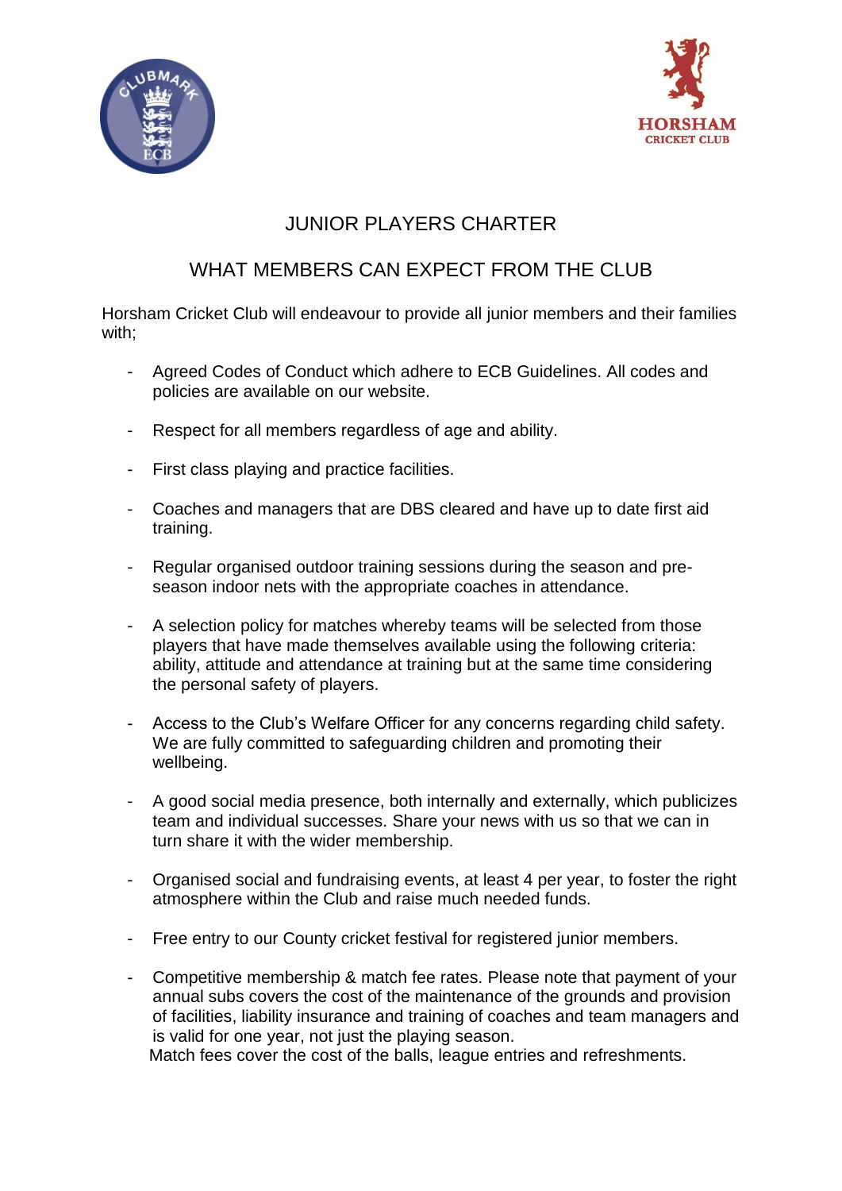# JUNIOR PLAYERS CHARTER

## WHAT MEMBERS CAN EXPECT FROM THE CLUB

Horsham Cricket Club will endeavour to provide all junior members and their families with;

- Agreed Codes of Conduct which adhere to ECB Guidelines. All codes and policies are available on our website.
- Respect for all members regardless of age and ability.
- First class playing and practice facilities.
- Coaches and managers that are DBS cleared and have up to date first aid training.
- Regular organised outdoor training sessions during the season and pre-season indoor nets with the appropriate coaches in attendance.
- A selection policy for matches whereby teams will be selected from those players that have made themselves available using the following criteria: ability, attitude and attendance at training but at the same time considering the personal safety of players.
- Access to the Club's Welfare Officer for any concerns regarding child safety. We are fully committed to safeguarding children and promoting their wellbeing.
- A good social media presence, both internally and externally, which publicizes team and individual successes. Share your news with us so that we can in turn share it with the wider membership.
- Organised social and fundraising events, at least 4 per year, to foster the right atmosphere within the Club and raise much needed funds.
- Free entry to our County cricket festival for registered junior members.
- Competitive membership & match fee rates. Please note that payment of your annual subs covers the cost of the maintenance of the grounds and provision of facilities, liability insurance and training of coaches and team managers and is valid for one year, not just the playing season.
  Match fees cover the cost of the balls, league entries and refreshments.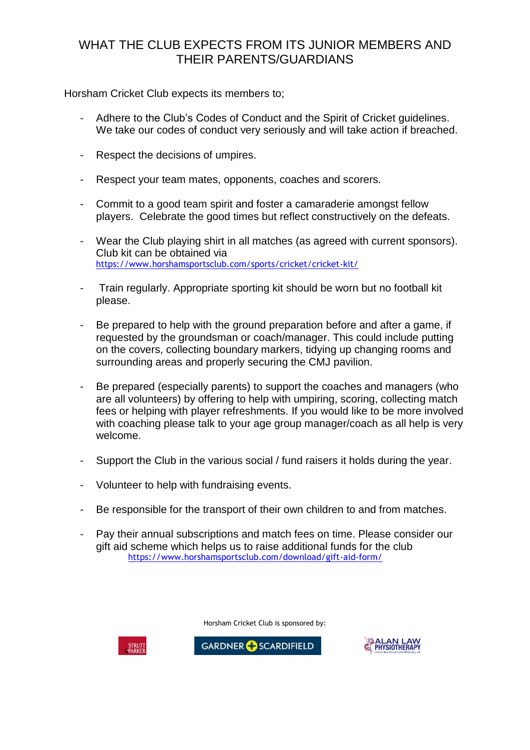# WHAT THE CLUB EXPECTS FROM ITS JUNIOR MEMBERS AND THEIR PARENTS/GUARDIANS

Horsham Cricket Club expects its members to;

- Adhere to the Club's Codes of Conduct and the Spirit of Cricket guidelines. We take our codes of conduct very seriously and will take action if breached.

- Respect the decisions of umpires.

- Respect your team mates, opponents, coaches and scorers.

- Commit to a good team spirit and foster a camaraderie amongst fellow players. Celebrate the good times but reflect constructively on the defeats.

- Wear the Club playing shirt in all matches (as agreed with current sponsors). Club kit can be obtained via https://www.horshamsportsclub.com/sports/cricket/cricket-kit/

- Train regularly. Appropriate sporting kit should be worn but no football kit please.

- Be prepared to help with the ground preparation before and after a game, if requested by the groundsman or coach/manager. This could include putting on the covers, collecting boundary markers, tidying up changing rooms and surrounding areas and properly securing the CMJ pavilion.

- Be prepared (especially parents) to support the coaches and managers (who are all volunteers) by offering to help with umpiring, scoring, collecting match fees or helping with player refreshments. If you would like to be more involved with coaching please talk to your age group manager/coach as all help is very welcome.

- Support the Club in the various social / fund raisers it holds during the year.

- Volunteer to help with fundraising events.

- Be responsible for the transport of their own children to and from matches.

- Pay their annual subscriptions and match fees on time. Please consider our gift aid scheme which helps us to raise additional funds for the club https://www.horshamsportsclub.com/download/gift-aid-form/

Horsham Cricket Club is sponsored by:

STRUTT & PARKER

GARDNER SCARDIFIELD

ALAN LAW PHYSIOTHERAPY